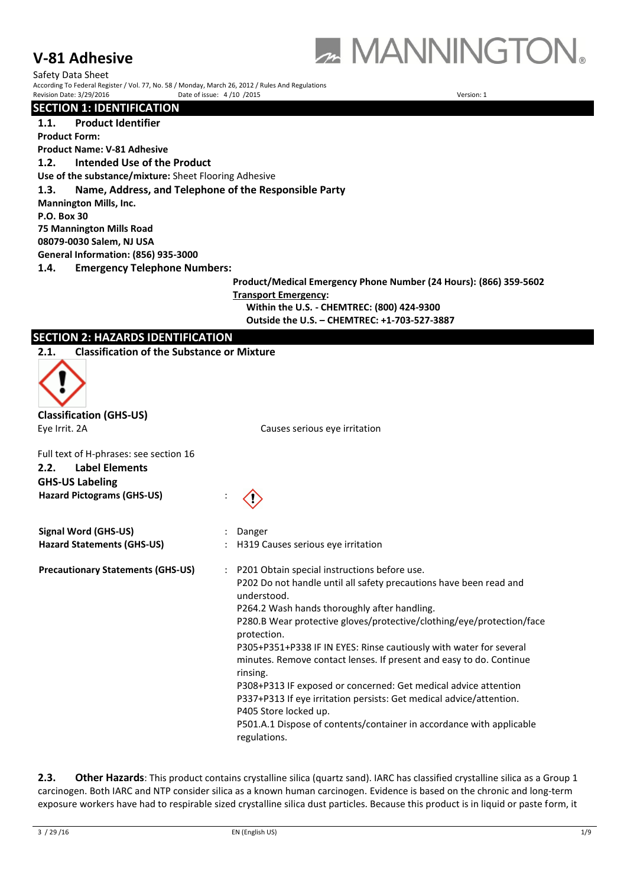# V-81 Adhesive

Safety Data Sheet

According To Federal Register / Vol. 77, No. 58 / Monday, March 26, 2012 / Rules And Regulations

Revision Date: 3/29/2016 Date of issue: 4 /10 /2015 Version: 1

## SECTION 1: IDENTIFICATION

### 1.1. Product Identifier

**Product Form:**

**Product Name: V-81 Adhesive**

### 1.2. Intended Use of the Product

**Use of the substance/mixture:** Sheet Flooring Adhesive

### 1.3. Name, Address, and Telephone of the Responsible Party

**Mannington Mills, Inc.**
**P.O. Box 30**
**75 Mannington Mills Road**
**08079-0030 Salem, NJ USA**
**General Information: (856) 935-3000**

### 1.4. Emergency Telephone Numbers:

**Product/Medical Emergency Phone Number (24 Hours): (866) 359-5602**

**Transport Emergency:**

**Within the U.S. - CHEMTREC: (800) 424-9300**
**Outside the U.S. – CHEMTREC: +1-703-527-3887**

## SECTION 2: HAZARDS IDENTIFICATION

### 2.1. Classification of the Substance or Mixture

**Classification (GHS-US)**

Eye Irrit. 2A Causes serious eye irritation

Full text of H-phrases: see section 16

### 2.2. Label Elements

**GHS-US Labeling**

**Hazard Pictograms (GHS-US)** :

**Signal Word (GHS-US)** : Danger

**Hazard Statements (GHS-US)** : H319 Causes serious eye irritation

**Precautionary Statements (GHS-US)** :
P201 Obtain special instructions before use.
P202 Do not handle until all safety precautions have been read and understood.
P264.2 Wash hands thoroughly after handling.
P280.B Wear protective gloves/protective/clothing/eye/protection/face protection.
P305+P351+P338 IF IN EYES: Rinse cautiously with water for several minutes. Remove contact lenses. If present and easy to do. Continue rinsing.
P308+P313 IF exposed or concerned: Get medical advice attention
P337+P313 If eye irritation persists: Get medical advice/attention.
P405 Store locked up.
P501.A.1 Dispose of contents/container in accordance with applicable regulations.

**2.3. Other Hazards**: This product contains crystalline silica (quartz sand). IARC has classified crystalline silica as a Group 1 carcinogen. Both IARC and NTP consider silica as a known human carcinogen. Evidence is based on the chronic and long-term exposure workers have had to respirable sized crystalline silica dust particles. Because this product is in liquid or paste form, it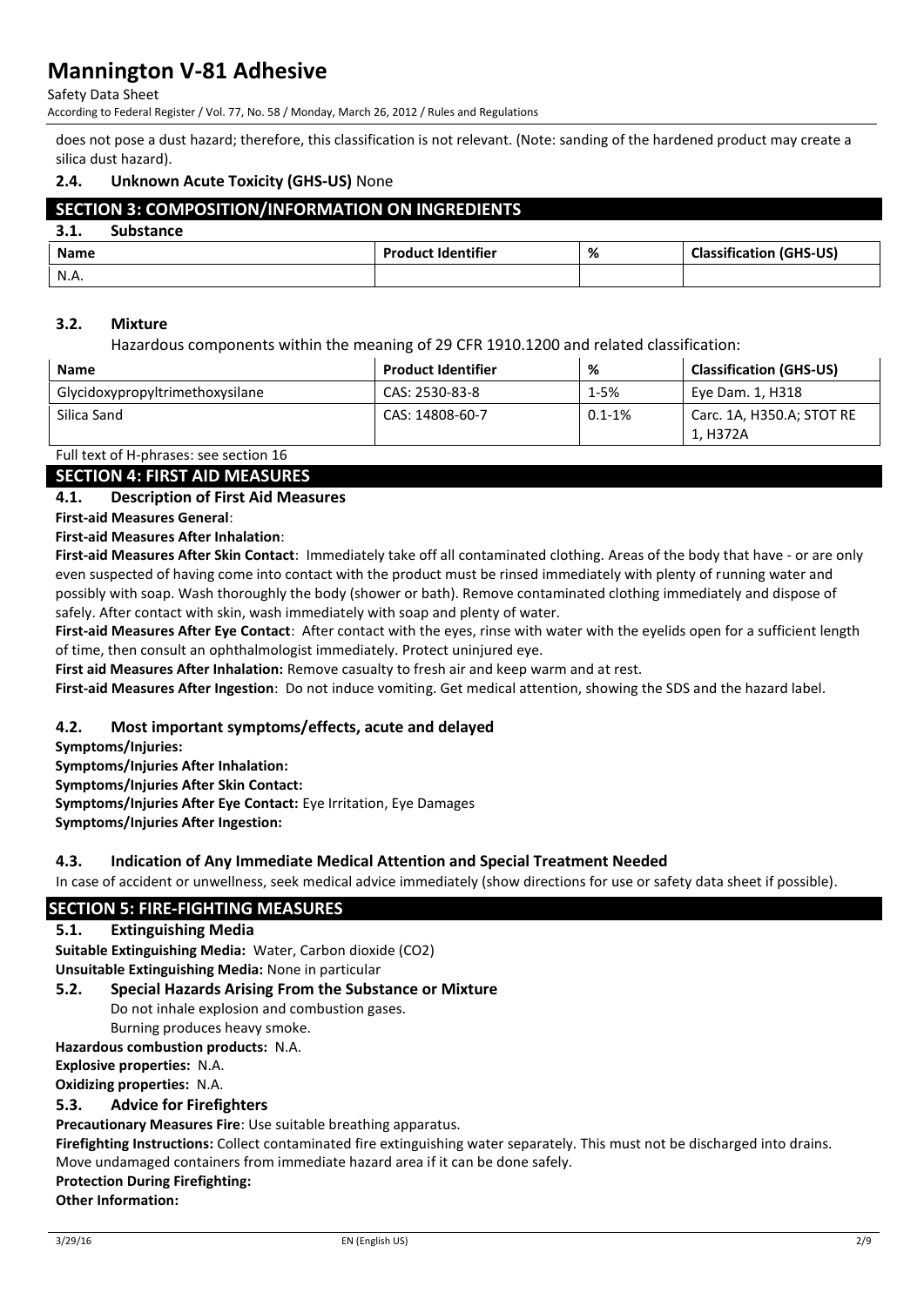does not pose a dust hazard; therefore, this classification is not relevant. (Note: sanding of the hardened product may create a silica dust hazard).

### 2.4. Unknown Acute Toxicity (GHS-US) None

## SECTION 3: COMPOSITION/INFORMATION ON INGREDIENTS

### 3.1. Substance

| Name | Product Identifier | % | Classification (GHS-US) |
|---|---|---|---|
| N.A. | | | |

### 3.2. Mixture

Hazardous components within the meaning of 29 CFR 1910.1200 and related classification:

| Name | Product Identifier | % | Classification (GHS-US) |
|---|---|---|---|
| Glycidoxypropyltrimethoxysilane | CAS: 2530-83-8 | 1-5% | Eye Dam. 1, H318 |
| Silica Sand | CAS: 14808-60-7 | 0.1-1% | Carc. 1A, H350.A; STOT RE 1, H372A |

Full text of H-phrases: see section 16

## SECTION 4: FIRST AID MEASURES

### 4.1. Description of First Aid Measures

**First-aid Measures General**:

**First-aid Measures After Inhalation**:

**First-aid Measures After Skin Contact**: Immediately take off all contaminated clothing. Areas of the body that have - or are only even suspected of having come into contact with the product must be rinsed immediately with plenty of running water and possibly with soap. Wash thoroughly the body (shower or bath). Remove contaminated clothing immediately and dispose of safely. After contact with skin, wash immediately with soap and plenty of water.

**First-aid Measures After Eye Contact**: After contact with the eyes, rinse with water with the eyelids open for a sufficient length of time, then consult an ophthalmologist immediately. Protect uninjured eye.

**First aid Measures After Inhalation:** Remove casualty to fresh air and keep warm and at rest.

**First-aid Measures After Ingestion**: Do not induce vomiting. Get medical attention, showing the SDS and the hazard label.

### 4.2. Most important symptoms/effects, acute and delayed

**Symptoms/Injuries:**

**Symptoms/Injuries After Inhalation:**

**Symptoms/Injuries After Skin Contact:**

**Symptoms/Injuries After Eye Contact:** Eye Irritation, Eye Damages

**Symptoms/Injuries After Ingestion:**

### 4.3. Indication of Any Immediate Medical Attention and Special Treatment Needed

In case of accident or unwellness, seek medical advice immediately (show directions for use or safety data sheet if possible).

## SECTION 5: FIRE-FIGHTING MEASURES

### 5.1. Extinguishing Media

**Suitable Extinguishing Media:** Water, Carbon dioxide ($CO_2$)

**Unsuitable Extinguishing Media:** None in particular

### 5.2. Special Hazards Arising From the Substance or Mixture

Do not inhale explosion and combustion gases.

Burning produces heavy smoke.

**Hazardous combustion products:** N.A.

**Explosive properties:** N.A.

**Oxidizing properties:** N.A.

### 5.3. Advice for Firefighters

**Precautionary Measures Fire**: Use suitable breathing apparatus.

**Firefighting Instructions:** Collect contaminated fire extinguishing water separately. This must not be discharged into drains. Move undamaged containers from immediate hazard area if it can be done safely.

**Protection During Firefighting:**

**Other Information:**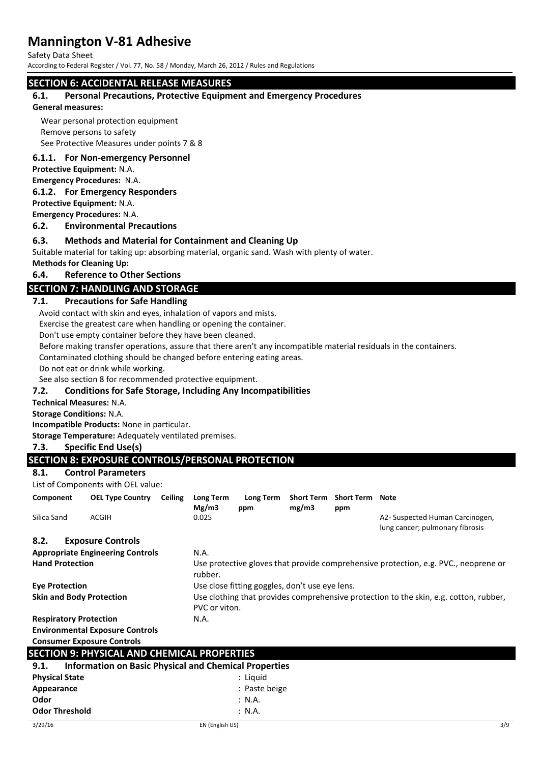## SECTION 6: ACCIDENTAL RELEASE MEASURES

### 6.1. Personal Precautions, Protective Equipment and Emergency Procedures

**General measures:**

Wear personal protection equipment
Remove persons to safety
See Protective Measures under points 7 & 8

#### 6.1.1. For Non-emergency Personnel

**Protective Equipment:** N.A.
**Emergency Procedures:** N.A.

#### 6.1.2. For Emergency Responders

**Protective Equipment:** N.A.
**Emergency Procedures:** N.A.

### 6.2. Environmental Precautions

### 6.3. Methods and Material for Containment and Cleaning Up

Suitable material for taking up: absorbing material, organic sand. Wash with plenty of water.

**Methods for Cleaning Up:**

### 6.4. Reference to Other Sections

## SECTION 7: HANDLING AND STORAGE

### 7.1. Precautions for Safe Handling

Avoid contact with skin and eyes, inhalation of vapors and mists.
Exercise the greatest care when handling or opening the container.
Don't use empty container before they have been cleaned.
Before making transfer operations, assure that there aren't any incompatible material residuals in the containers.
Contaminated clothing should be changed before entering eating areas.
Do not eat or drink while working.
See also section 8 for recommended protective equipment.

### 7.2. Conditions for Safe Storage, Including Any Incompatibilities

**Technical Measures:** N.A.
**Storage Conditions:** N.A.
**Incompatible Products:** None in particular.
**Storage Temperature:** Adequately ventilated premises.

### 7.3. Specific End Use(s)

## SECTION 8: EXPOSURE CONTROLS/PERSONAL PROTECTION

### 8.1. Control Parameters

List of Components with OEL value:

| Component | OEL Type Country | Ceiling | Long Term Mg/m3 | Long Term ppm | Short Term mg/m3 | Short Term ppm | Note |
|---|---|---|---|---|---|---|---|
| Silica Sand | ACGIH | | 0.025 | | | | A2- Suspected Human Carcinogen, lung cancer; pulmonary fibrosis |

### 8.2. Exposure Controls

**Appropriate Engineering Controls** N.A.

**Hand Protection** Use protective gloves that provide comprehensive protection, e.g. PVC., neoprene or rubber.

**Eye Protection** Use close fitting goggles, don't use eye lens.

**Skin and Body Protection** Use clothing that provides comprehensive protection to the skin, e.g. cotton, rubber, PVC or viton.

**Respiratory Protection** N.A.

**Environmental Exposure Controls**

**Consumer Exposure Controls**

## SECTION 9: PHYSICAL AND CHEMICAL PROPERTIES

### 9.1. Information on Basic Physical and Chemical Properties

**Physical State** : Liquid
**Appearance** : Paste beige
**Odor** : N.A.
**Odor Threshold** : N.A.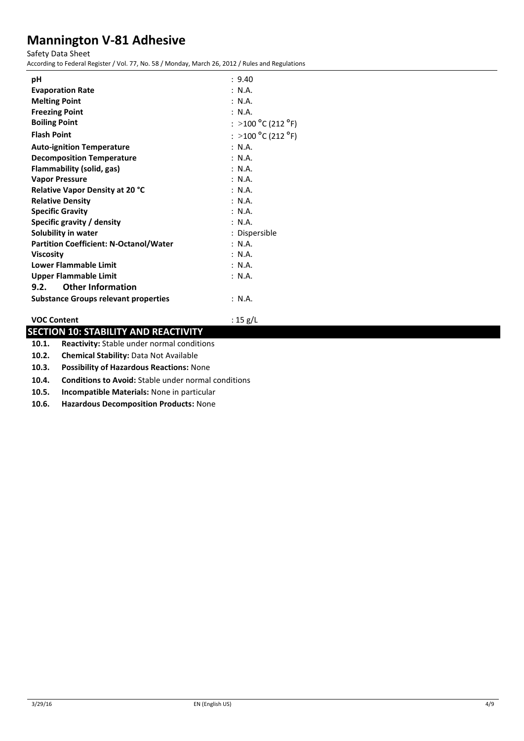| | |
|---|---|
| **pH** | : 9.40 |
| **Evaporation Rate** | : N.A. |
| **Melting Point** | : N.A. |
| **Freezing Point** | : N.A. |
| **Boiling Point** | : >100 °C (212 °F) |
| **Flash Point** | : >100 °C (212 °F) |
| **Auto-ignition Temperature** | : N.A. |
| **Decomposition Temperature** | : N.A. |
| **Flammability (solid, gas)** | : N.A. |
| **Vapor Pressure** | : N.A. |
| **Relative Vapor Density at 20 °C** | : N.A. |
| **Relative Density** | : N.A. |
| **Specific Gravity** | : N.A. |
| **Specific gravity / density** | : N.A. |
| **Solubility in water** | : Dispersible |
| **Partition Coefficient: N-Octanol/Water** | : N.A. |
| **Viscosity** | : N.A. |
| **Lower Flammable Limit** | : N.A. |
| **Upper Flammable Limit** | : N.A. |

### 9.2. Other Information

| | |
|---|---|
| **Substance Groups relevant properties** | : N.A. |
| **VOC Content** | : 15 g/L |

## SECTION 10: STABILITY AND REACTIVITY

**10.1. Reactivity:** Stable under normal conditions

**10.2. Chemical Stability:** Data Not Available

**10.3. Possibility of Hazardous Reactions:** None

**10.4. Conditions to Avoid:** Stable under normal conditions

**10.5. Incompatible Materials:** None in particular

**10.6. Hazardous Decomposition Products:** None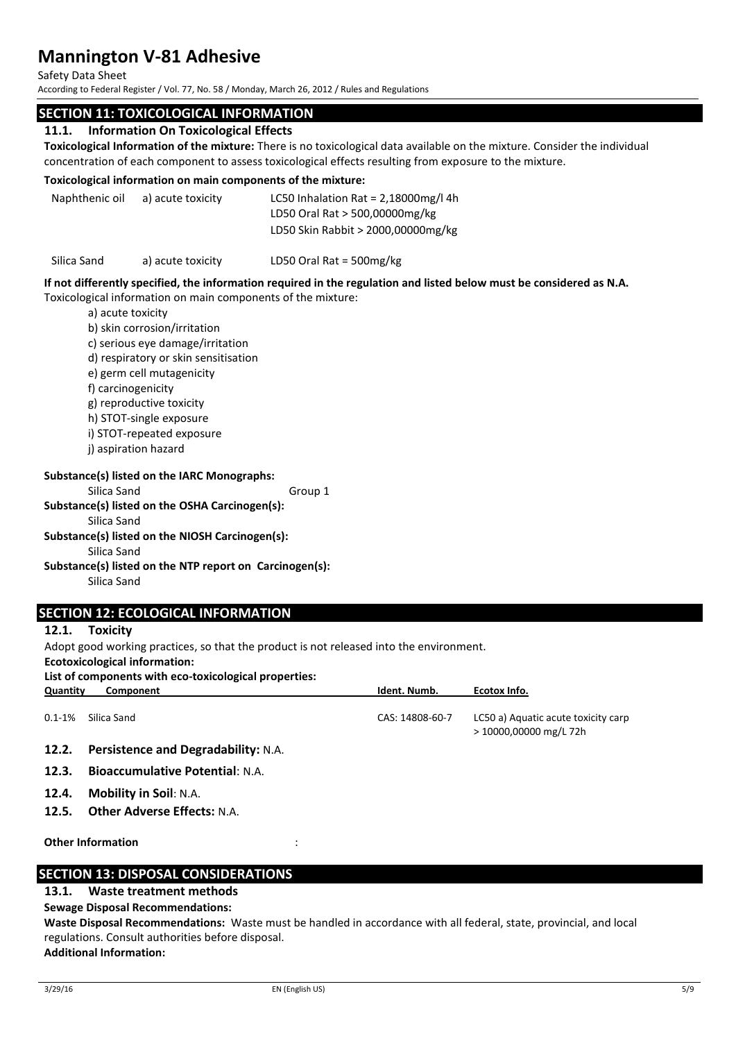## SECTION 11: TOXICOLOGICAL INFORMATION

### 11.1. Information On Toxicological Effects

**Toxicological Information of the mixture:** There is no toxicological data available on the mixture. Consider the individual concentration of each component to assess toxicological effects resulting from exposure to the mixture.

**Toxicological information on main components of the mixture:**

| | | |
|---|---|---|
| Naphthenic oil | a) acute toxicity | LC50 Inhalation Rat = 2,18000mg/l 4h |
| | | LD50 Oral Rat > 500,00000mg/kg |
| | | LD50 Skin Rabbit > 2000,00000mg/kg |
| Silica Sand | a) acute toxicity | LD50 Oral Rat = 500mg/kg |

**If not differently specified, the information required in the regulation and listed below must be considered as N.A.**

Toxicological information on main components of the mixture:

a) acute toxicity
b) skin corrosion/irritation
c) serious eye damage/irritation
d) respiratory or skin sensitisation
e) germ cell mutagenicity
f) carcinogenicity
g) reproductive toxicity
h) STOT-single exposure
i) STOT-repeated exposure
j) aspiration hazard

**Substance(s) listed on the IARC Monographs:**
Silica Sand Group 1

**Substance(s) listed on the OSHA Carcinogen(s):**
Silica Sand

**Substance(s) listed on the NIOSH Carcinogen(s):**
Silica Sand

**Substance(s) listed on the NTP report on Carcinogen(s):**
Silica Sand

## SECTION 12: ECOLOGICAL INFORMATION

### 12.1. Toxicity

Adopt good working practices, so that the product is not released into the environment.

**Ecotoxicological information:**

**List of components with eco-toxicological properties:**

| Quantity | Component | Ident. Numb. | Ecotox Info. |
|---|---|---|---|
| 0.1-1% | Silica Sand | CAS: 14808-60-7 | LC50 a) Aquatic acute toxicity carp > 10000,00000 mg/L 72h |

### 12.2. Persistence and Degradability: N.A.

### 12.3. Bioaccumulative Potential: N.A.

### 12.4. Mobility in Soil: N.A.

### 12.5. Other Adverse Effects: N.A.

**Other Information** :

## SECTION 13: DISPOSAL CONSIDERATIONS

### 13.1. Waste treatment methods

**Sewage Disposal Recommendations:**

**Waste Disposal Recommendations:** Waste must be handled in accordance with all federal, state, provincial, and local regulations. Consult authorities before disposal.

**Additional Information:**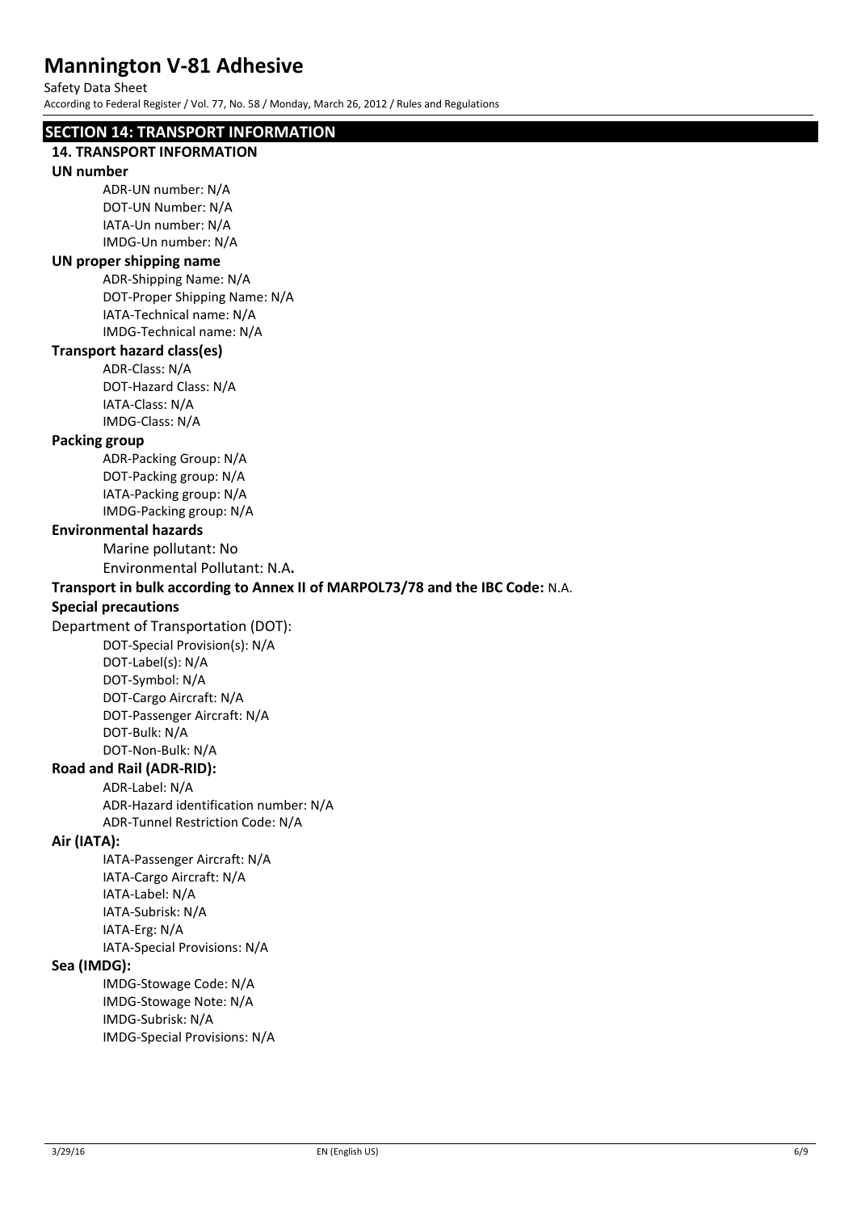## SECTION 14: TRANSPORT INFORMATION

### 14. TRANSPORT INFORMATION

**UN number**

ADR-UN number: N/A
DOT-UN Number: N/A
IATA-Un number: N/A
IMDG-Un number: N/A

**UN proper shipping name**

ADR-Shipping Name: N/A
DOT-Proper Shipping Name: N/A
IATA-Technical name: N/A
IMDG-Technical name: N/A

**Transport hazard class(es)**

ADR-Class: N/A
DOT-Hazard Class: N/A
IATA-Class: N/A
IMDG-Class: N/A

**Packing group**

ADR-Packing Group: N/A
DOT-Packing group: N/A
IATA-Packing group: N/A
IMDG-Packing group: N/A

**Environmental hazards**

Marine pollutant: No
Environmental Pollutant: N.A**.**

**Transport in bulk according to Annex II of MARPOL73/78 and the IBC Code:** N.A.

**Special precautions**

Department of Transportation (DOT):

DOT-Special Provision(s): N/A
DOT-Label(s): N/A
DOT-Symbol: N/A
DOT-Cargo Aircraft: N/A
DOT-Passenger Aircraft: N/A
DOT-Bulk: N/A
DOT-Non-Bulk: N/A

**Road and Rail (ADR-RID):**

ADR-Label: N/A
ADR-Hazard identification number: N/A
ADR-Tunnel Restriction Code: N/A

**Air (IATA):**

IATA-Passenger Aircraft: N/A
IATA-Cargo Aircraft: N/A
IATA-Label: N/A
IATA-Subrisk: N/A
IATA-Erg: N/A
IATA-Special Provisions: N/A

**Sea (IMDG):**

IMDG-Stowage Code: N/A
IMDG-Stowage Note: N/A
IMDG-Subrisk: N/A
IMDG-Special Provisions: N/A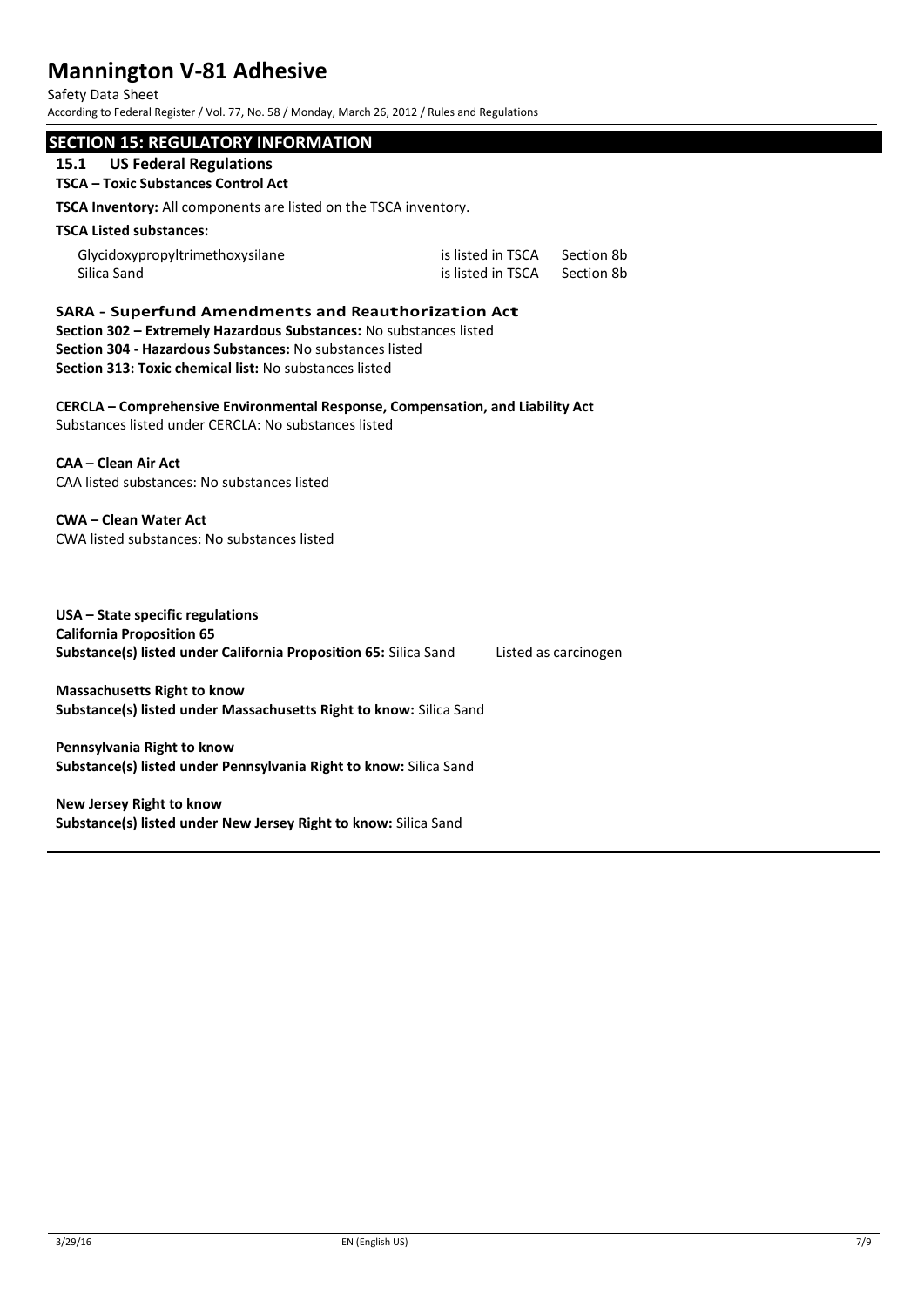## SECTION 15: REGULATORY INFORMATION

### 15.1 US Federal Regulations

**TSCA – Toxic Substances Control Act**

**TSCA Inventory:** All components are listed on the TSCA inventory.

**TSCA Listed substances:**

| | | |
|---|---|---|
| Glycidoxypropyltrimethoxysilane | is listed in TSCA | Section 8b |
| Silica Sand | is listed in TSCA | Section 8b |

**SARA - Superfund Amendments and Reauthorization Act**

**Section 302 – Extremely Hazardous Substances:** No substances listed

**Section 304 - Hazardous Substances:** No substances listed

**Section 313: Toxic chemical list:** No substances listed

**CERCLA – Comprehensive Environmental Response, Compensation, and Liability Act**

Substances listed under CERCLA: No substances listed

**CAA – Clean Air Act**

CAA listed substances: No substances listed

**CWA – Clean Water Act**

CWA listed substances: No substances listed

**USA – State specific regulations**

**California Proposition 65**

**Substance(s) listed under California Proposition 65:** Silica Sand Listed as carcinogen

**Massachusetts Right to know**

**Substance(s) listed under Massachusetts Right to know:** Silica Sand

**Pennsylvania Right to know**

**Substance(s) listed under Pennsylvania Right to know:** Silica Sand

**New Jersey Right to know**

**Substance(s) listed under New Jersey Right to know:** Silica Sand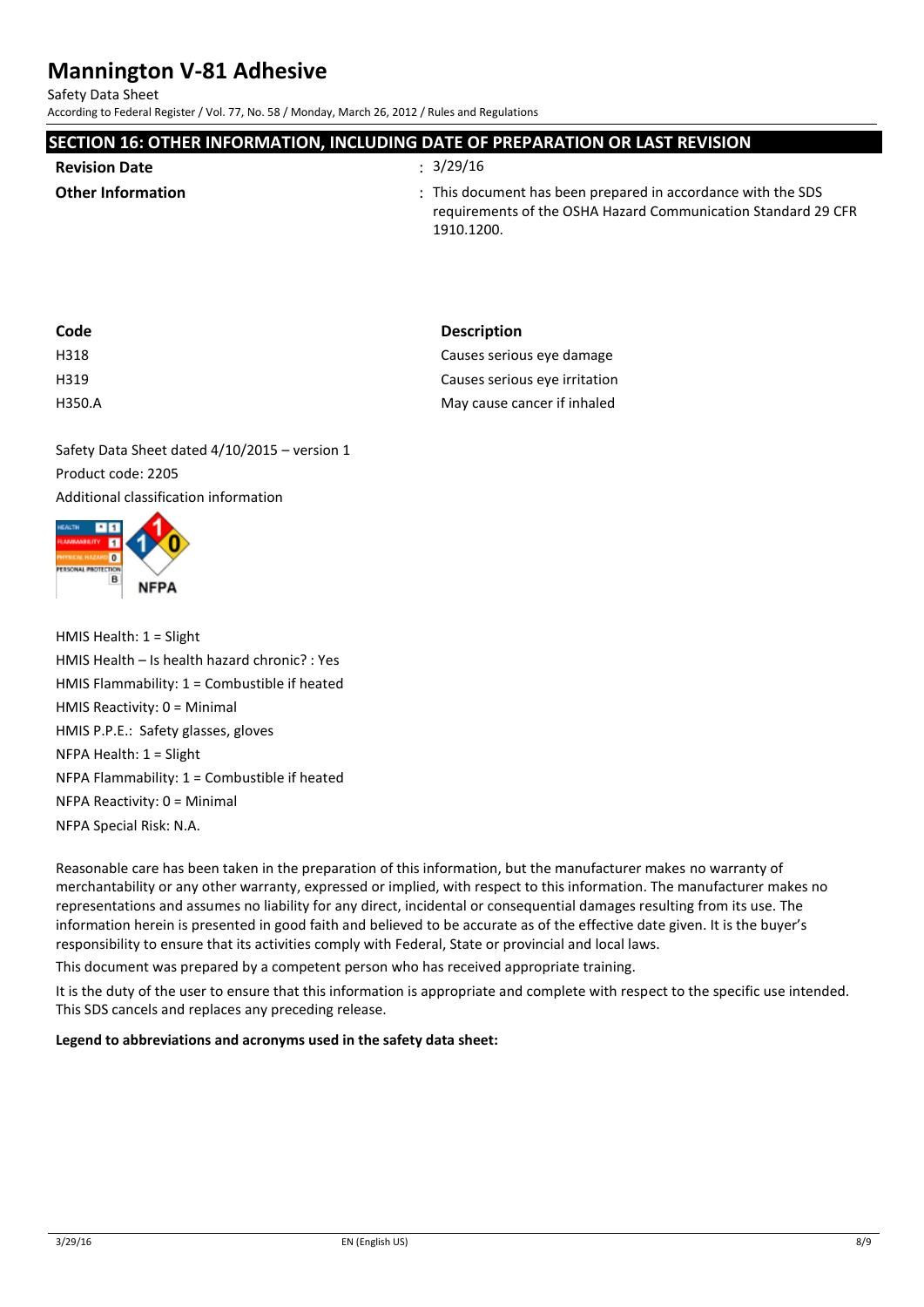## SECTION 16: OTHER INFORMATION, INCLUDING DATE OF PREPARATION OR LAST REVISION

**Revision Date** : 3/29/16

**Other Information** : This document has been prepared in accordance with the SDS requirements of the OSHA Hazard Communication Standard 29 CFR 1910.1200.

| Code | Description |
|---|---|
| H318 | Causes serious eye damage |
| H319 | Causes serious eye irritation |
| H350.A | May cause cancer if inhaled |

Safety Data Sheet dated 4/10/2015 – version 1

Product code: 2205

Additional classification information

HMIS Health: 1 = Slight

HMIS Health – Is health hazard chronic? : Yes

HMIS Flammability: 1 = Combustible if heated

HMIS Reactivity: 0 = Minimal

HMIS P.P.E.: Safety glasses, gloves

NFPA Health: 1 = Slight

NFPA Flammability: 1 = Combustible if heated

NFPA Reactivity: 0 = Minimal

NFPA Special Risk: N.A.

Reasonable care has been taken in the preparation of this information, but the manufacturer makes no warranty of merchantability or any other warranty, expressed or implied, with respect to this information. The manufacturer makes no representations and assumes no liability for any direct, incidental or consequential damages resulting from its use. The information herein is presented in good faith and believed to be accurate as of the effective date given. It is the buyer's responsibility to ensure that its activities comply with Federal, State or provincial and local laws.

This document was prepared by a competent person who has received appropriate training.

It is the duty of the user to ensure that this information is appropriate and complete with respect to the specific use intended. This SDS cancels and replaces any preceding release.

**Legend to abbreviations and acronyms used in the safety data sheet:**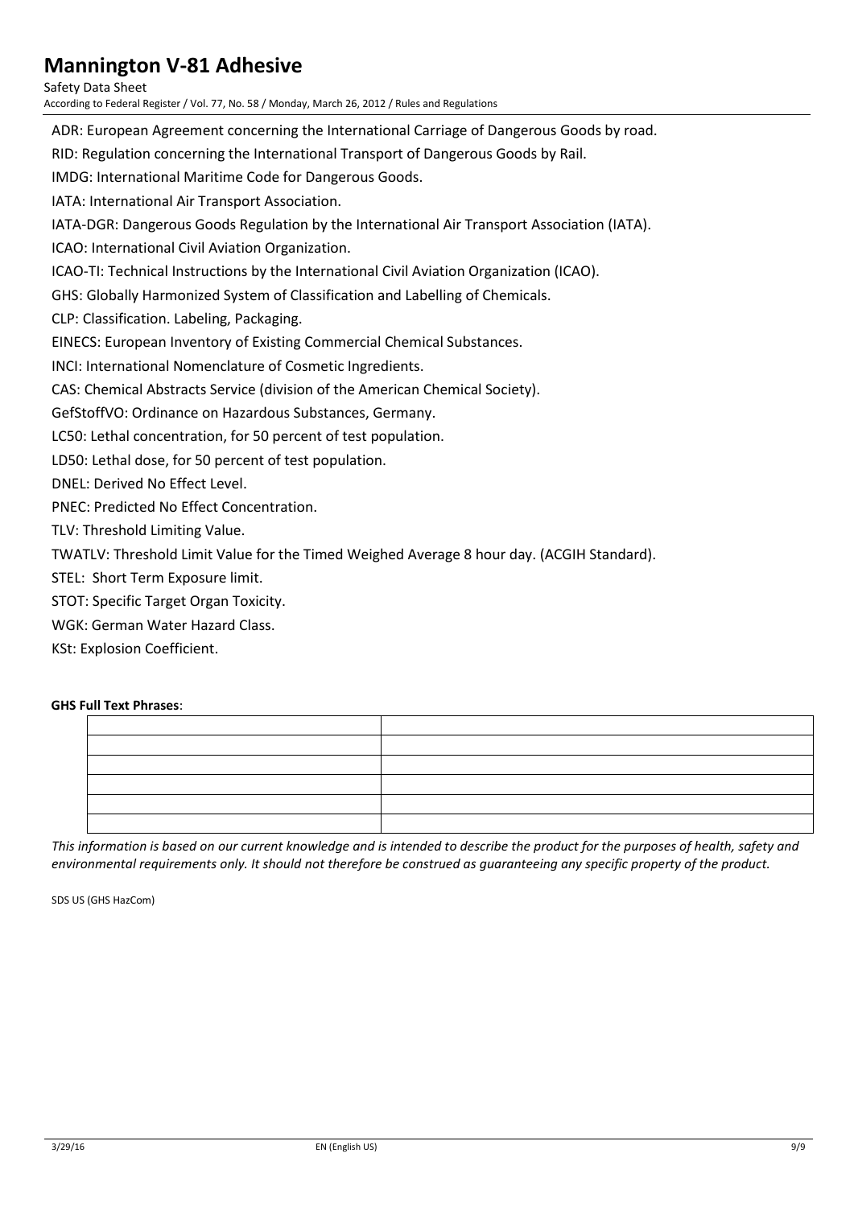ADR: European Agreement concerning the International Carriage of Dangerous Goods by road.

RID: Regulation concerning the International Transport of Dangerous Goods by Rail.

IMDG: International Maritime Code for Dangerous Goods.

IATA: International Air Transport Association.

IATA-DGR: Dangerous Goods Regulation by the International Air Transport Association (IATA).

ICAO: International Civil Aviation Organization.

ICAO-TI: Technical Instructions by the International Civil Aviation Organization (ICAO).

GHS: Globally Harmonized System of Classification and Labelling of Chemicals.

CLP: Classification. Labeling, Packaging.

EINECS: European Inventory of Existing Commercial Chemical Substances.

INCI: International Nomenclature of Cosmetic Ingredients.

CAS: Chemical Abstracts Service (division of the American Chemical Society).

GefStoffVO: Ordinance on Hazardous Substances, Germany.

LC50: Lethal concentration, for 50 percent of test population.

LD50: Lethal dose, for 50 percent of test population.

DNEL: Derived No Effect Level.

PNEC: Predicted No Effect Concentration.

TLV: Threshold Limiting Value.

TWATLV: Threshold Limit Value for the Timed Weighed Average 8 hour day. (ACGIH Standard).

STEL: Short Term Exposure limit.

STOT: Specific Target Organ Toxicity.

WGK: German Water Hazard Class.

KSt: Explosion Coefficient.

**GHS Full Text Phrases**:

| | |
|---|---|
| | |
| | |
| | |
| | |
| | |

*This information is based on our current knowledge and is intended to describe the product for the purposes of health, safety and environmental requirements only. It should not therefore be construed as guaranteeing any specific property of the product.*

SDS US (GHS HazCom)